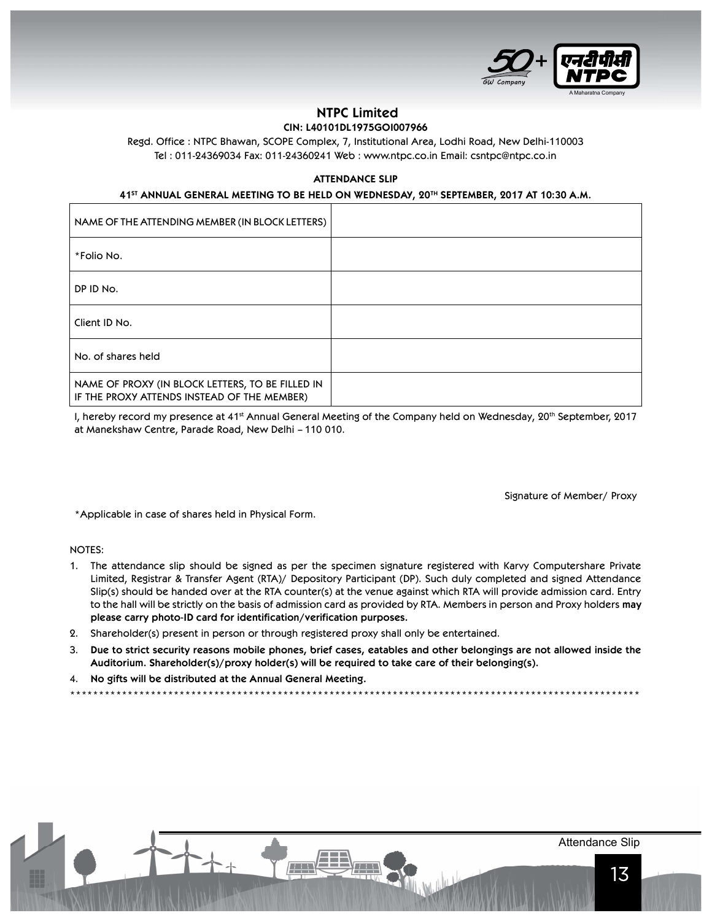# NTPC Limited

**CIN: L40101DL1975GOI007966**

Regd. Office : NTPC Bhawan, SCOPE Complex, 7, Institutional Area, Lodhi Road, New Delhi-110003
Tel : 011-24369034 Fax: 011-24360241 Web : www.ntpc.co.in Email: csntpc@ntpc.co.in

## ATTENDANCE SLIP

**41ST ANNUAL GENERAL MEETING TO BE HELD ON WEDNESDAY, 20TH SEPTEMBER, 2017 AT 10:30 A.M.**

| | |
|---|---|
| NAME OF THE ATTENDING MEMBER (IN BLOCK LETTERS) | |
| *Folio No. | |
| DP ID No. | |
| Client ID No. | |
| No. of shares held | |
| NAME OF PROXY (IN BLOCK LETTERS, TO BE FILLED IN IF THE PROXY ATTENDS INSTEAD OF THE MEMBER) | |

I, hereby record my presence at 41st Annual General Meeting of the Company held on Wednesday, 20th September, 2017 at Manekshaw Centre, Parade Road, New Delhi – 110 010.

Signature of Member/ Proxy

*Applicable in case of shares held in Physical Form.

NOTES:

1. The attendance slip should be signed as per the specimen signature registered with Karvy Computershare Private Limited, Registrar & Transfer Agent (RTA)/ Depository Participant (DP). Such duly completed and signed Attendance Slip(s) should be handed over at the RTA counter(s) at the venue against which RTA will provide admission card. Entry to the hall will be strictly on the basis of admission card as provided by RTA. Members in person and Proxy holders **may please carry photo-ID card for identification/verification purposes.**
2. Shareholder(s) present in person or through registered proxy shall only be entertained.
3. **Due to strict security reasons mobile phones, brief cases, eatables and other belongings are not allowed inside the Auditorium. Shareholder(s)/proxy holder(s) will be required to take care of their belonging(s).**
4. **No gifts will be distributed at the Annual General Meeting.**

*******************************************************************************************************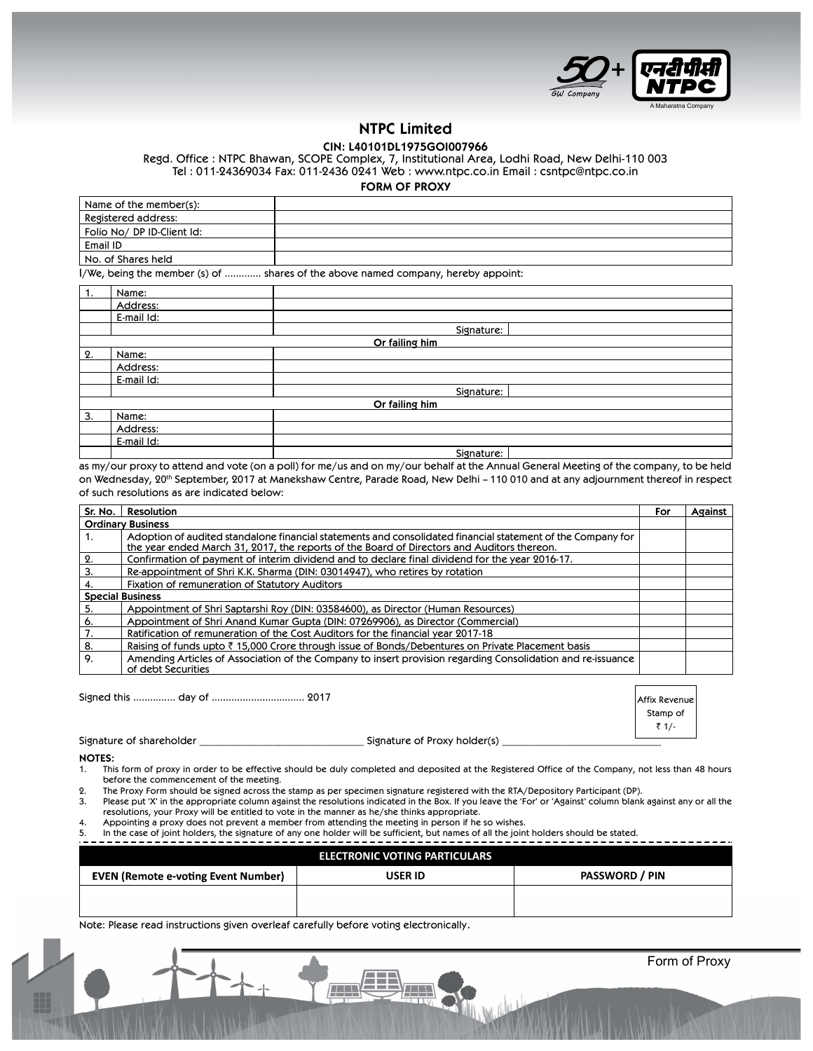50+ GW Company | एनटीपीसी NTPC | A Maharatna Company

# NTPC Limited

**CIN: L40101DL1975GOI007966**

Regd. Office : NTPC Bhawan, SCOPE Complex, 7, Institutional Area, Lodhi Road, New Delhi-110 003
Tel : 011-24369034 Fax: 011-2436 0241 Web : www.ntpc.co.in Email : csntpc@ntpc.co.in

## FORM OF PROXY

| | |
|---|---|
| Name of the member(s): | |
| Registered address: | |
| Folio No/ DP ID-Client Id: | |
| Email ID | |
| No. of Shares held | |

I/We, being the member (s) of ............ shares of the above named company, hereby appoint:

| | | | |
|---|---|---|---|
| 1. | Name: | | |
| | Address: | | |
| | E-mail Id: | | |
| | | Signature: | |
| Or failing him | | | |
| 2. | Name: | | |
| | Address: | | |
| | E-mail Id: | | |
| | | Signature: | |
| Or failing him | | | |
| 3. | Name: | | |
| | Address: | | |
| | E-mail Id: | | |
| | | Signature: | |

as my/our proxy to attend and vote (on a poll) for me/us and on my/our behalf at the Annual General Meeting of the company, to be held on Wednesday, 20th September, 2017 at Manekshaw Centre, Parade Road, New Delhi – 110 010 and at any adjournment thereof in respect of such resolutions as are indicated below:

| Sr. No. | Resolution | For | Against |
|---|---|---|---|
| **Ordinary Business** | | | |
| 1. | Adoption of audited standalone financial statements and consolidated financial statement of the Company for the year ended March 31, 2017, the reports of the Board of Directors and Auditors thereon. | | |
| 2. | Confirmation of payment of interim dividend and to declare final dividend for the year 2016-17. | | |
| 3. | Re-appointment of Shri K.K. Sharma (DIN: 03014947), who retires by rotation | | |
| 4. | Fixation of remuneration of Statutory Auditors | | |
| **Special Business** | | | |
| 5. | Appointment of Shri Saptarshi Roy (DIN: 03584600), as Director (Human Resources) | | |
| 6. | Appointment of Shri Anand Kumar Gupta (DIN: 07269906), as Director (Commercial) | | |
| 7. | Ratification of remuneration of the Cost Auditors for the financial year 2017-18 | | |
| 8. | Raising of funds upto ₹ 15,000 Crore through issue of Bonds/Debentures on Private Placement basis | | |
| 9. | Amending Articles of Association of the Company to insert provision regarding Consolidation and re-issuance of debt Securities | | |

Signed this .............. day of ................................ 2017

Affix Revenue Stamp of ₹ 1/-

Signature of shareholder ____________________________ Signature of Proxy holder(s) ____________________________

**NOTES:**

1. This form of proxy in order to be effective should be duly completed and deposited at the Registered Office of the Company, not less than 48 hours before the commencement of the meeting.
2. The Proxy Form should be signed across the stamp as per specimen signature registered with the RTA/Depository Participant (DP).
3. Please put 'X' in the appropriate column against the resolutions indicated in the Box. If you leave the 'For' or 'Against' column blank against any or all the resolutions, your Proxy will be entitled to vote in the manner as he/she thinks appropriate.
4. Appointing a proxy does not prevent a member from attending the meeting in person if he so wishes.
5. In the case of joint holders, the signature of any one holder will be sufficient, but names of all the joint holders should be stated.

**ELECTRONIC VOTING PARTICULARS**

| EVEN (Remote e-voting Event Number) | USER ID | PASSWORD / PIN |
|---|---|---|
| | | |

Note: Please read instructions given overleaf carefully before voting electronically.